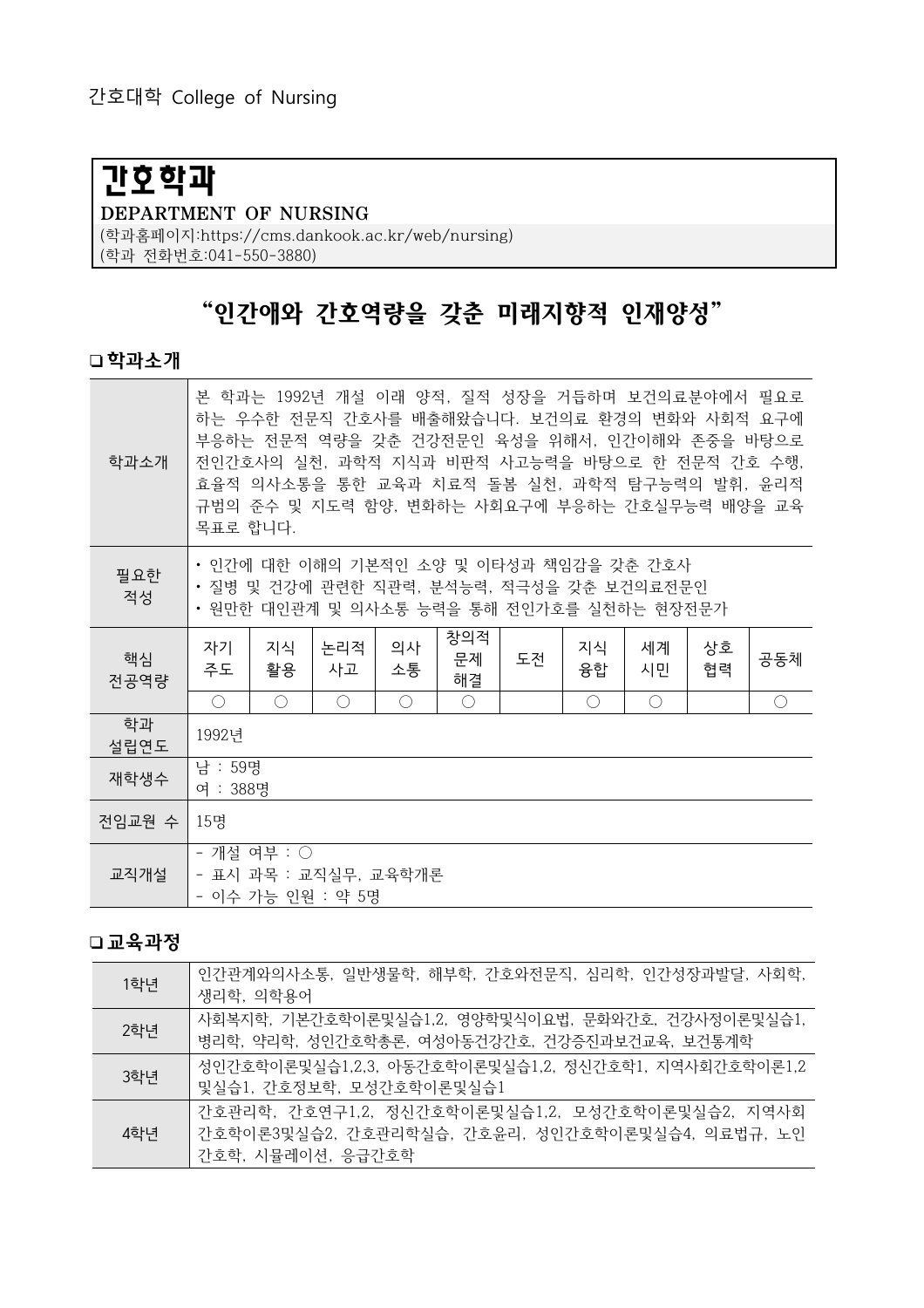간호대학 College of Nursing

# 간호학과

**DEPARTMENT OF NURSING**

(학과홈페이지:https://cms.dankook.ac.kr/web/nursing)
(학과 전화번호:041-550-3880)

## "인간애와 간호역량을 갖춘 미래지향적 인재양성"

### ❑ 학과소개

| 학과소개 | 본 학과는 1992년 개설 이래 양적, 질적 성장을 거듭하며 보건의료분야에서 필요로 하는 우수한 전문직 간호사를 배출해왔습니다. 보건의료 환경의 변화와 사회적 요구에 부응하는 전문적 역량을 갖춘 건강전문인 육성을 위해서, 인간이해와 존중을 바탕으로 전인간호사의 실천, 과학적 지식과 비판적 사고능력을 바탕으로 한 전문적 간호 수행, 효율적 의사소통을 통한 교육과 치료적 돌봄 실천, 과학적 탐구능력의 발휘, 윤리적 규범의 준수 및 지도력 함양, 변화하는 사회요구에 부응하는 간호실무능력 배양을 교육목표로 합니다. |
|---|---|
| 필요한 적성 | • 인간에 대한 이해의 기본적인 소양 및 이타성과 책임감을 갖춘 간호사<br>• 질병 및 건강에 관련한 직관력, 분석능력, 적극성을 갖춘 보건의료전문인<br>• 원만한 대인관계 및 의사소통 능력을 통해 전인가호를 실천하는 현장전문가 |

| 핵심 전공역량 | 자기주도 | 지식활용 | 논리적사고 | 의사소통 | 창의적문제해결 | 도전 | 지식융합 | 세계시민 | 상호협력 | 공동체 |
|---|---|---|---|---|---|---|---|---|---|---|
| | ○ | ○ | ○ | ○ | ○ | | ○ | ○ | | ○ |

| 항목 | 내용 |
|---|---|
| 학과 설립연도 | 1992년 |
| 재학생수 | 남 : 59명<br>여 : 388명 |
| 전임교원 수 | 15명 |
| 교직개설 | - 개설 여부 : ○<br>- 표시 과목 : 교직실무, 교육학개론<br>- 이수 가능 인원 : 약 5명 |

### ❑ 교육과정

| 학년 | 교과목 |
|---|---|
| 1학년 | 인간관계와의사소통, 일반생물학, 해부학, 간호와전문직, 심리학, 인간성장과발달, 사회학, 생리학, 의학용어 |
| 2학년 | 사회복지학, 기본간호학이론및실습1,2, 영양학및식이요법, 문화와간호, 건강사정이론및실습1, 병리학, 약리학, 성인간호학총론, 여성아동건강간호, 건강증진과보건교육, 보건통계학 |
| 3학년 | 성인간호학이론및실습1,2,3, 아동간호학이론및실습1,2, 정신간호학1, 지역사회간호학이론1,2 및실습1, 간호정보학, 모성간호학이론및실습1 |
| 4학년 | 간호관리학, 간호연구1,2, 정신간호학이론및실습1,2, 모성간호학이론및실습2, 지역사회간호학이론3및실습2, 간호관리학실습, 간호윤리, 성인간호학이론및실습4, 의료법규, 노인간호학, 시뮬레이션, 응급간호학 |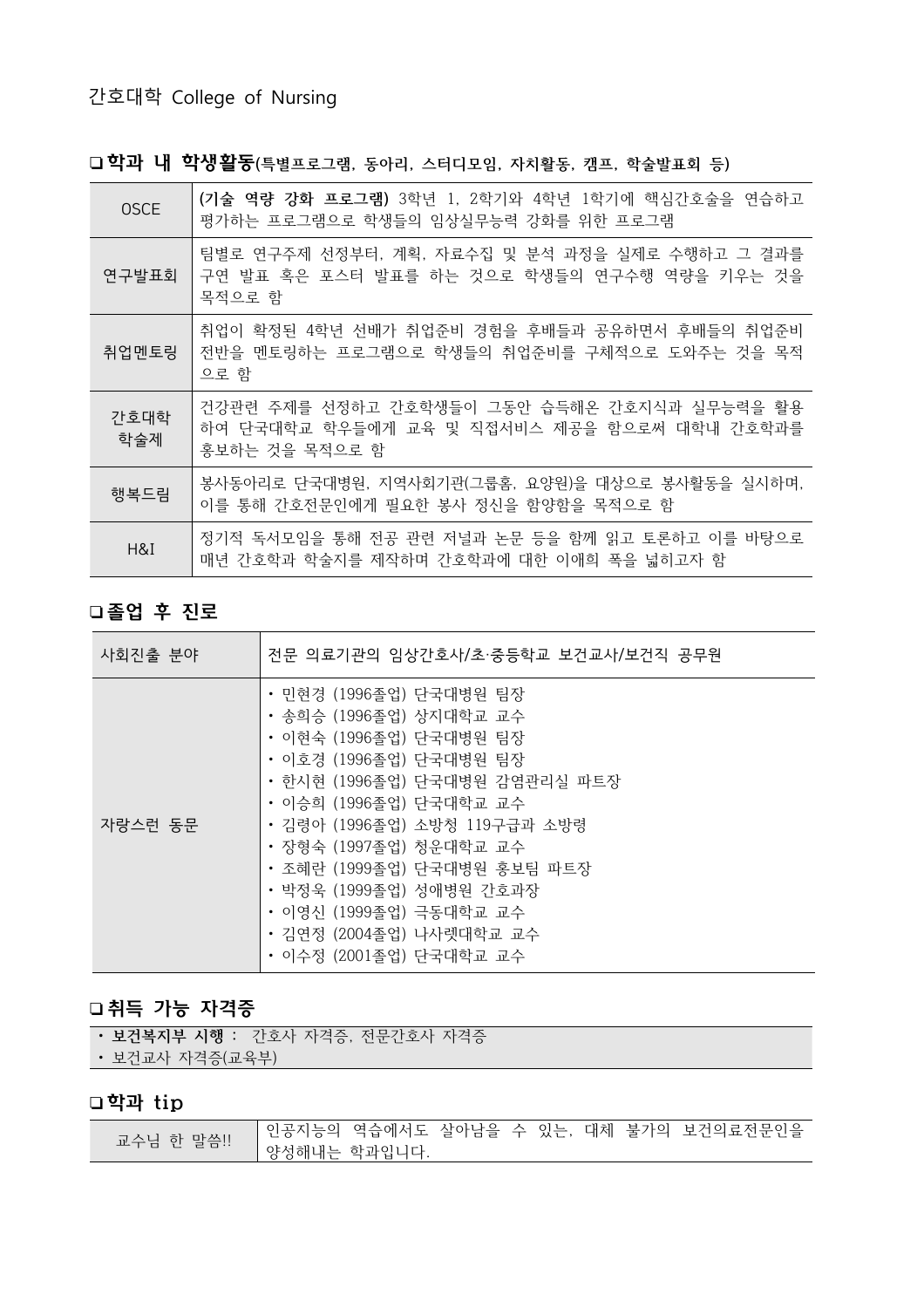간호대학 College of Nursing

## ❑ 학과 내 학생활동(특별프로그램, 동아리, 스터디모임, 자치활동, 캠프, 학술발표회 등)

| | |
|---|---|
| OSCE | **(기술 역량 강화 프로그램)** 3학년 1, 2학기와 4학년 1학기에 핵심간호술을 연습하고 평가하는 프로그램으로 학생들의 임상실무능력 강화를 위한 프로그램 |
| 연구발표회 | 팀별로 연구주제 선정부터, 계획, 자료수집 및 분석 과정을 실제로 수행하고 그 결과를 구연 발표 혹은 포스터 발표를 하는 것으로 학생들의 연구수행 역량을 키우는 것을 목적으로 함 |
| 취업멘토링 | 취업이 확정된 4학년 선배가 취업준비 경험을 후배들과 공유하면서 후배들의 취업준비 전반을 멘토링하는 프로그램으로 학생들의 취업준비를 구체적으로 도와주는 것을 목적으로 함 |
| 간호대학 학술제 | 건강관련 주제를 선정하고 간호학생들이 그동안 습득해온 간호지식과 실무능력을 활용하여 단국대학교 학우들에게 교육 및 직접서비스 제공을 함으로써 대학내 간호학과를 홍보하는 것을 목적으로 함 |
| 행복드림 | 봉사동아리로 단국대병원, 지역사회기관(그룹홈, 요양원)을 대상으로 봉사활동을 실시하며, 이를 통해 간호전문인에게 필요한 봉사 정신을 함양함을 목적으로 함 |
| H&I | 정기적 독서모임을 통해 전공 관련 저널과 논문 등을 함께 읽고 토론하고 이를 바탕으로 매년 간호학과 학술지를 제작하며 간호학과에 대한 이애희 폭을 넓히고자 함 |

## ❑ 졸업 후 진로

| | |
|---|---|
| 사회진출 분야 | 전문 의료기관의 임상간호사/초·중등학교 보건교사/보건직 공무원 |
| 자랑스런 동문 | • 민현경 (1996졸업) 단국대병원 팀장<br>• 송희승 (1996졸업) 상지대학교 교수<br>• 이현숙 (1996졸업) 단국대병원 팀장<br>• 이호경 (1996졸업) 단국대병원 팀장<br>• 한시현 (1996졸업) 단국대병원 감염관리실 파트장<br>• 이승희 (1996졸업) 단국대학교 교수<br>• 김령아 (1996졸업) 소방청 119구급과 소방령<br>• 장형숙 (1997졸업) 청운대학교 교수<br>• 조혜란 (1999졸업) 단국대병원 홍보팀 파트장<br>• 박정욱 (1999졸업) 성애병원 간호과장<br>• 이영신 (1999졸업) 극동대학교 교수<br>• 김연정 (2004졸업) 나사렛대학교 교수<br>• 이수정 (2001졸업) 단국대학교 교수 |

## ❑ 취득 가능 자격증

- **보건복지부 시행** : 간호사 자격증, 전문간호사 자격증
- 보건교사 자격증(교육부)

## ❑ 학과 tip

| | |
|---|---|
| 교수님 한 말씀!! | 인공지능의 역습에서도 살아남을 수 있는, 대체 불가의 보건의료전문인을 양성해내는 학과입니다. |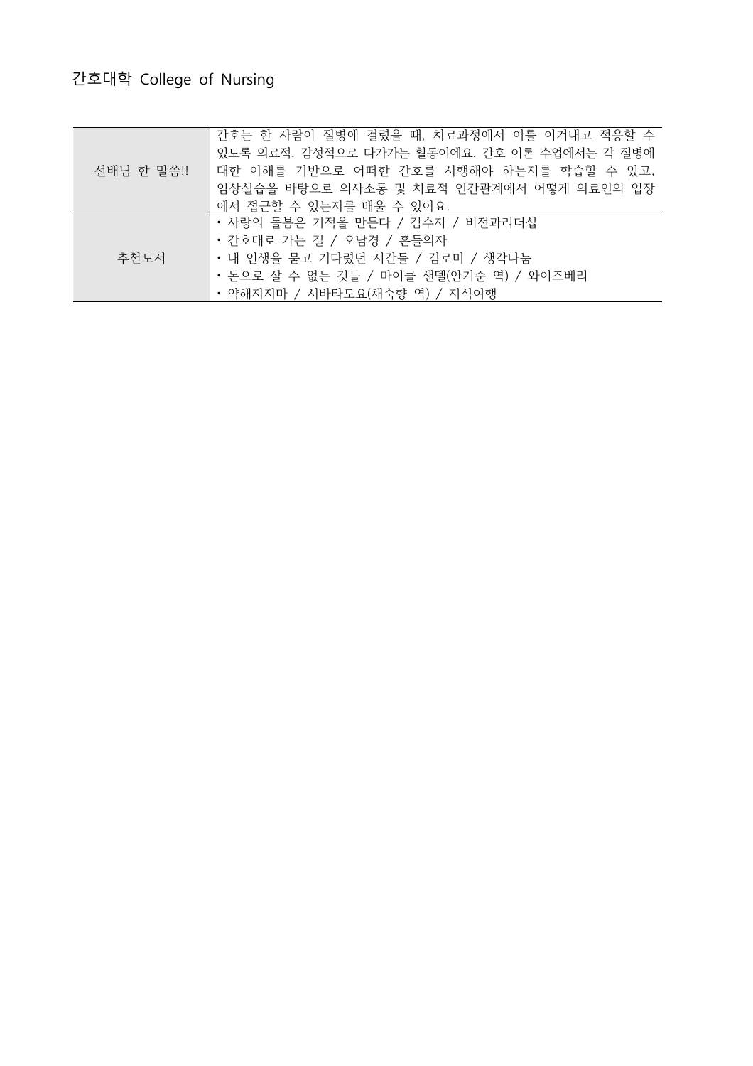간호대학 College of Nursing

| | |
|---|---|
| 선배님 한 말씀!! | 간호는 한 사람이 질병에 걸렸을 때, 치료과정에서 이를 이겨내고 적응할 수 있도록 의료적, 감성적으로 다가가는 활동이에요. 간호 이론 수업에서는 각 질병에 대한 이해를 기반으로 어떠한 간호를 시행해야 하는지를 학습할 수 있고, 임상실습을 바탕으로 의사소통 및 치료적 인간관계에서 어떻게 의료인의 입장에서 접근할 수 있는지를 배울 수 있어요. |
| 추천도서 | • 사랑의 돌봄은 기적을 만든다 / 김수지 / 비전과리더십<br>• 간호대로 가는 길 / 오남경 / 흔들의자<br>• 내 인생을 묻고 기다렸던 시간들 / 김로미 / 생각나눔<br>• 돈으로 살 수 없는 것들 / 마이클 샌델(안기순 역) / 와이즈베리<br>• 약해지지마 / 시바타도요(채숙향 역) / 지식여행 |